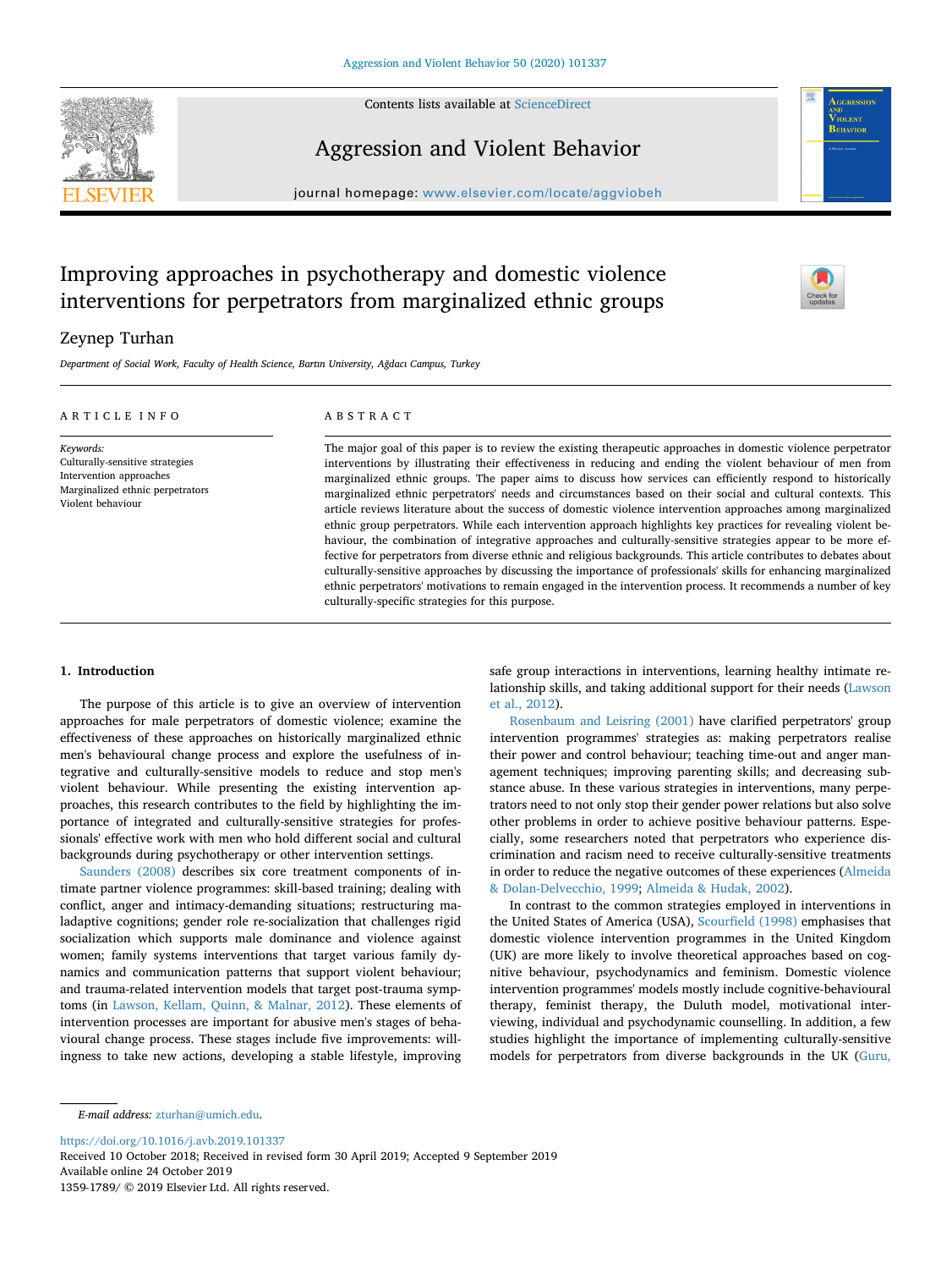# Improving approaches in psychotherapy and domestic violence interventions for perpetrators from marginalized ethnic groups

Zeynep Turhan

*Department of Social Work, Faculty of Health Science, Bartın University, Ağdacı Campus, Turkey*

## ARTICLE INFO

*Keywords:*
Culturally-sensitive strategies
Intervention approaches
Marginalized ethnic perpetrators
Violent behaviour

## ABSTRACT

The major goal of this paper is to review the existing therapeutic approaches in domestic violence perpetrator interventions by illustrating their effectiveness in reducing and ending the violent behaviour of men from marginalized ethnic groups. The paper aims to discuss how services can efficiently respond to historically marginalized ethnic perpetrators' needs and circumstances based on their social and cultural contexts. This article reviews literature about the success of domestic violence intervention approaches among marginalized ethnic group perpetrators. While each intervention approach highlights key practices for revealing violent behaviour, the combination of integrative approaches and culturally-sensitive strategies appear to be more effective for perpetrators from diverse ethnic and religious backgrounds. This article contributes to debates about culturally-sensitive approaches by discussing the importance of professionals' skills for enhancing marginalized ethnic perpetrators' motivations to remain engaged in the intervention process. It recommends a number of key culturally-specific strategies for this purpose.

## 1. Introduction

The purpose of this article is to give an overview of intervention approaches for male perpetrators of domestic violence; examine the effectiveness of these approaches on historically marginalized ethnic men's behavioural change process and explore the usefulness of integrative and culturally-sensitive models to reduce and stop men's violent behaviour. While presenting the existing intervention approaches, this research contributes to the field by highlighting the importance of integrated and culturally-sensitive strategies for professionals' effective work with men who hold different social and cultural backgrounds during psychotherapy or other intervention settings.

Saunders (2008) describes six core treatment components of intimate partner violence programmes: skill-based training; dealing with conflict, anger and intimacy-demanding situations; restructuring maladaptive cognitions; gender role re-socialization that challenges rigid socialization which supports male dominance and violence against women; family systems interventions that target various family dynamics and communication patterns that support violent behaviour; and trauma-related intervention models that target post-trauma symptoms (in Lawson, Kellam, Quinn, & Malnar, 2012). These elements of intervention processes are important for abusive men's stages of behavioural change process. These stages include five improvements: willingness to take new actions, developing a stable lifestyle, improving safe group interactions in interventions, learning healthy intimate relationship skills, and taking additional support for their needs (Lawson et al., 2012).

Rosenbaum and Leisring (2001) have clarified perpetrators' group intervention programmes' strategies as: making perpetrators realise their power and control behaviour; teaching time-out and anger management techniques; improving parenting skills; and decreasing substance abuse. In these various strategies in interventions, many perpetrators need to not only stop their gender power relations but also solve other problems in order to achieve positive behaviour patterns. Especially, some researchers noted that perpetrators who experience discrimination and racism need to receive culturally-sensitive treatments in order to reduce the negative outcomes of these experiences (Almeida & Dolan-Delvecchio, 1999; Almeida & Hudak, 2002).

In contrast to the common strategies employed in interventions in the United States of America (USA), Scourfield (1998) emphasises that domestic violence intervention programmes in the United Kingdom (UK) are more likely to involve theoretical approaches based on cognitive behaviour, psychodynamics and feminism. Domestic violence intervention programmes' models mostly include cognitive-behavioural therapy, feminist therapy, the Duluth model, motivational interviewing, individual and psychodynamic counselling. In addition, a few studies highlight the importance of implementing culturally-sensitive models for perpetrators from diverse backgrounds in the UK (Guru,

*E-mail address:* zturhan@umich.edu.

https://doi.org/10.1016/j.avb.2019.101337
Received 10 October 2018; Received in revised form 30 April 2019; Accepted 9 September 2019
Available online 24 October 2019
1359-1789/ © 2019 Elsevier Ltd. All rights reserved.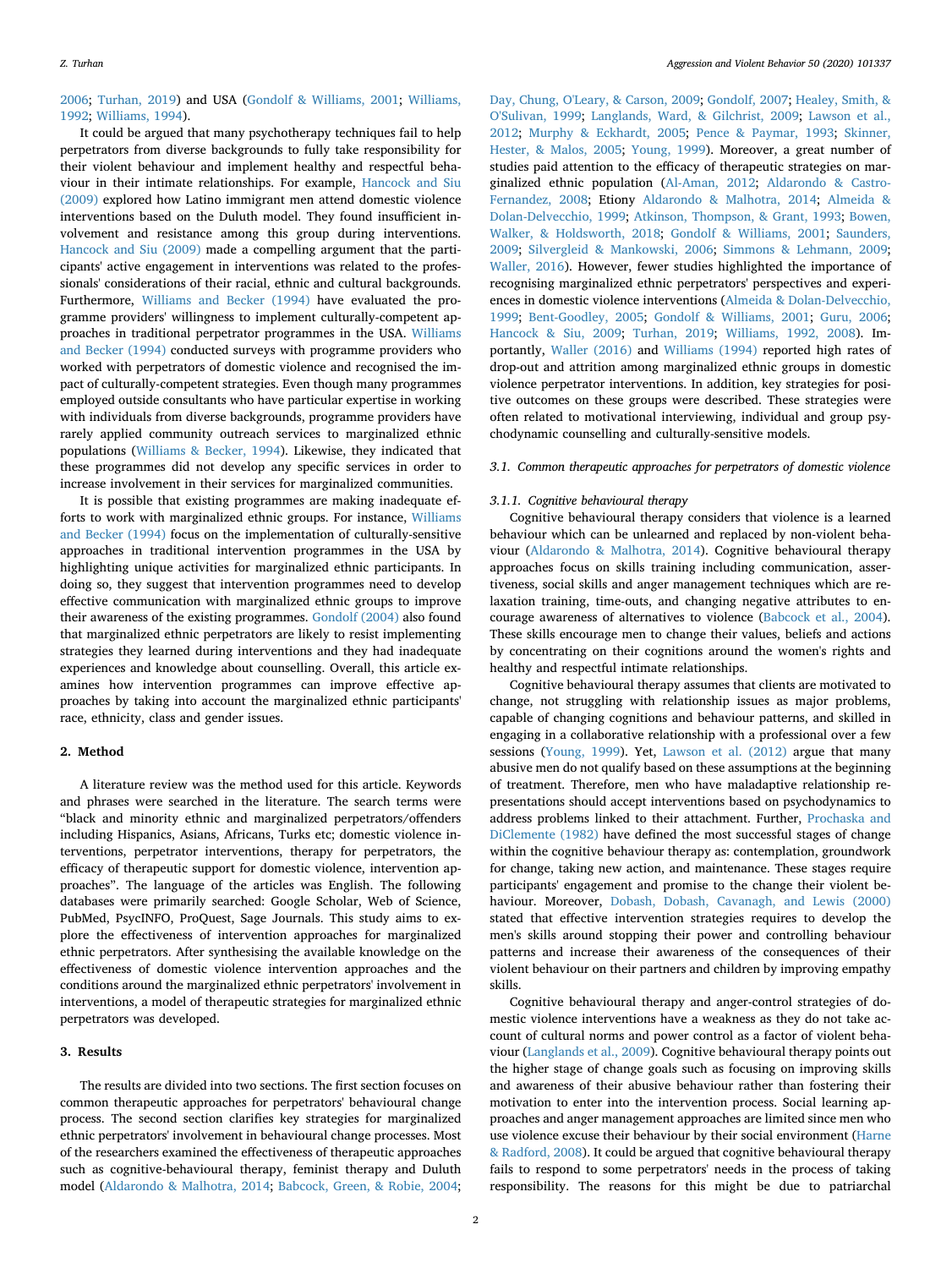2006; Turhan, 2019) and USA (Gondolf & Williams, 2001; Williams, 1992; Williams, 1994).

It could be argued that many psychotherapy techniques fail to help perpetrators from diverse backgrounds to fully take responsibility for their violent behaviour and implement healthy and respectful behaviour in their intimate relationships. For example, Hancock and Siu (2009) explored how Latino immigrant men attend domestic violence interventions based on the Duluth model. They found insufficient involvement and resistance among this group during interventions. Hancock and Siu (2009) made a compelling argument that the participants' active engagement in interventions was related to the professionals' considerations of their racial, ethnic and cultural backgrounds. Furthermore, Williams and Becker (1994) have evaluated the programme providers' willingness to implement culturally-competent approaches in traditional perpetrator programmes in the USA. Williams and Becker (1994) conducted surveys with programme providers who worked with perpetrators of domestic violence and recognised the impact of culturally-competent strategies. Even though many programmes employed outside consultants who have particular expertise in working with individuals from diverse backgrounds, programme providers have rarely applied community outreach services to marginalized ethnic populations (Williams & Becker, 1994). Likewise, they indicated that these programmes did not develop any specific services in order to increase involvement in their services for marginalized communities.

It is possible that existing programmes are making inadequate efforts to work with marginalized ethnic groups. For instance, Williams and Becker (1994) focus on the implementation of culturally-sensitive approaches in traditional intervention programmes in the USA by highlighting unique activities for marginalized ethnic participants. In doing so, they suggest that intervention programmes need to develop effective communication with marginalized ethnic groups to improve their awareness of the existing programmes. Gondolf (2004) also found that marginalized ethnic perpetrators are likely to resist implementing strategies they learned during interventions and they had inadequate experiences and knowledge about counselling. Overall, this article examines how intervention programmes can improve effective approaches by taking into account the marginalized ethnic participants' race, ethnicity, class and gender issues.

## 2. Method

A literature review was the method used for this article. Keywords and phrases were searched in the literature. The search terms were "black and minority ethnic and marginalized perpetrators/offenders including Hispanics, Asians, Africans, Turks etc; domestic violence interventions, perpetrator interventions, therapy for perpetrators, the efficacy of therapeutic support for domestic violence, intervention approaches". The language of the articles was English. The following databases were primarily searched: Google Scholar, Web of Science, PubMed, PsycINFO, ProQuest, Sage Journals. This study aims to explore the effectiveness of intervention approaches for marginalized ethnic perpetrators. After synthesising the available knowledge on the effectiveness of domestic violence intervention approaches and the conditions around the marginalized ethnic perpetrators' involvement in interventions, a model of therapeutic strategies for marginalized ethnic perpetrators was developed.

## 3. Results

The results are divided into two sections. The first section focuses on common therapeutic approaches for perpetrators' behavioural change process. The second section clarifies key strategies for marginalized ethnic perpetrators' involvement in behavioural change processes. Most of the researchers examined the effectiveness of therapeutic approaches such as cognitive-behavioural therapy, feminist therapy and Duluth model (Aldarondo & Malhotra, 2014; Babcock, Green, & Robie, 2004; Day, Chung, O'Leary, & Carson, 2009; Gondolf, 2007; Healey, Smith, & O'Sulivan, 1999; Langlands, Ward, & Gilchrist, 2009; Lawson et al., 2012; Murphy & Eckhardt, 2005; Pence & Paymar, 1993; Skinner, Hester, & Malos, 2005; Young, 1999). Moreover, a great number of studies paid attention to the efficacy of therapeutic strategies on marginalized ethnic population (Al-Aman, 2012; Aldarondo & Castro-Fernandez, 2008; Etiony Aldarondo & Malhotra, 2014; Almeida & Dolan-Delvecchio, 1999; Atkinson, Thompson, & Grant, 1993; Bowen, Walker, & Holdsworth, 2018; Gondolf & Williams, 2001; Saunders, 2009; Silvergleid & Mankowski, 2006; Simmons & Lehmann, 2009; Waller, 2016). However, fewer studies highlighted the importance of recognising marginalized ethnic perpetrators' perspectives and experiences in domestic violence interventions (Almeida & Dolan-Delvecchio, 1999; Bent-Goodley, 2005; Gondolf & Williams, 2001; Guru, 2006; Hancock & Siu, 2009; Turhan, 2019; Williams, 1992, 2008). Importantly, Waller (2016) and Williams (1994) reported high rates of drop-out and attrition among marginalized ethnic groups in domestic violence perpetrator interventions. In addition, key strategies for positive outcomes on these groups were described. These strategies were often related to motivational interviewing, individual and group psychodynamic counselling and culturally-sensitive models.

### 3.1. Common therapeutic approaches for perpetrators of domestic violence

#### 3.1.1. Cognitive behavioural therapy

Cognitive behavioural therapy considers that violence is a learned behaviour which can be unlearned and replaced by non-violent behaviour (Aldarondo & Malhotra, 2014). Cognitive behavioural therapy approaches focus on skills training including communication, assertiveness, social skills and anger management techniques which are relaxation training, time-outs, and changing negative attributes to encourage awareness of alternatives to violence (Babcock et al., 2004). These skills encourage men to change their values, beliefs and actions by concentrating on their cognitions around the women's rights and healthy and respectful intimate relationships.

Cognitive behavioural therapy assumes that clients are motivated to change, not struggling with relationship issues as major problems, capable of changing cognitions and behaviour patterns, and skilled in engaging in a collaborative relationship with a professional over a few sessions (Young, 1999). Yet, Lawson et al. (2012) argue that many abusive men do not qualify based on these assumptions at the beginning of treatment. Therefore, men who have maladaptive relationship representations should accept interventions based on psychodynamics to address problems linked to their attachment. Further, Prochaska and DiClemente (1982) have defined the most successful stages of change within the cognitive behaviour therapy as: contemplation, groundwork for change, taking new action, and maintenance. These stages require participants' engagement and promise to the change their violent behaviour. Moreover, Dobash, Dobash, Cavanagh, and Lewis (2000) stated that effective intervention strategies requires to develop the men's skills around stopping their power and controlling behaviour patterns and increase their awareness of the consequences of their violent behaviour on their partners and children by improving empathy skills.

Cognitive behavioural therapy and anger-control strategies of domestic violence interventions have a weakness as they do not take account of cultural norms and power control as a factor of violent behaviour (Langlands et al., 2009). Cognitive behavioural therapy points out the higher stage of change goals such as focusing on improving skills and awareness of their abusive behaviour rather than fostering their motivation to enter into the intervention process. Social learning approaches and anger management approaches are limited since men who use violence excuse their behaviour by their social environment (Harne & Radford, 2008). It could be argued that cognitive behavioural therapy fails to respond to some perpetrators' needs in the process of taking responsibility. The reasons for this might be due to patriarchal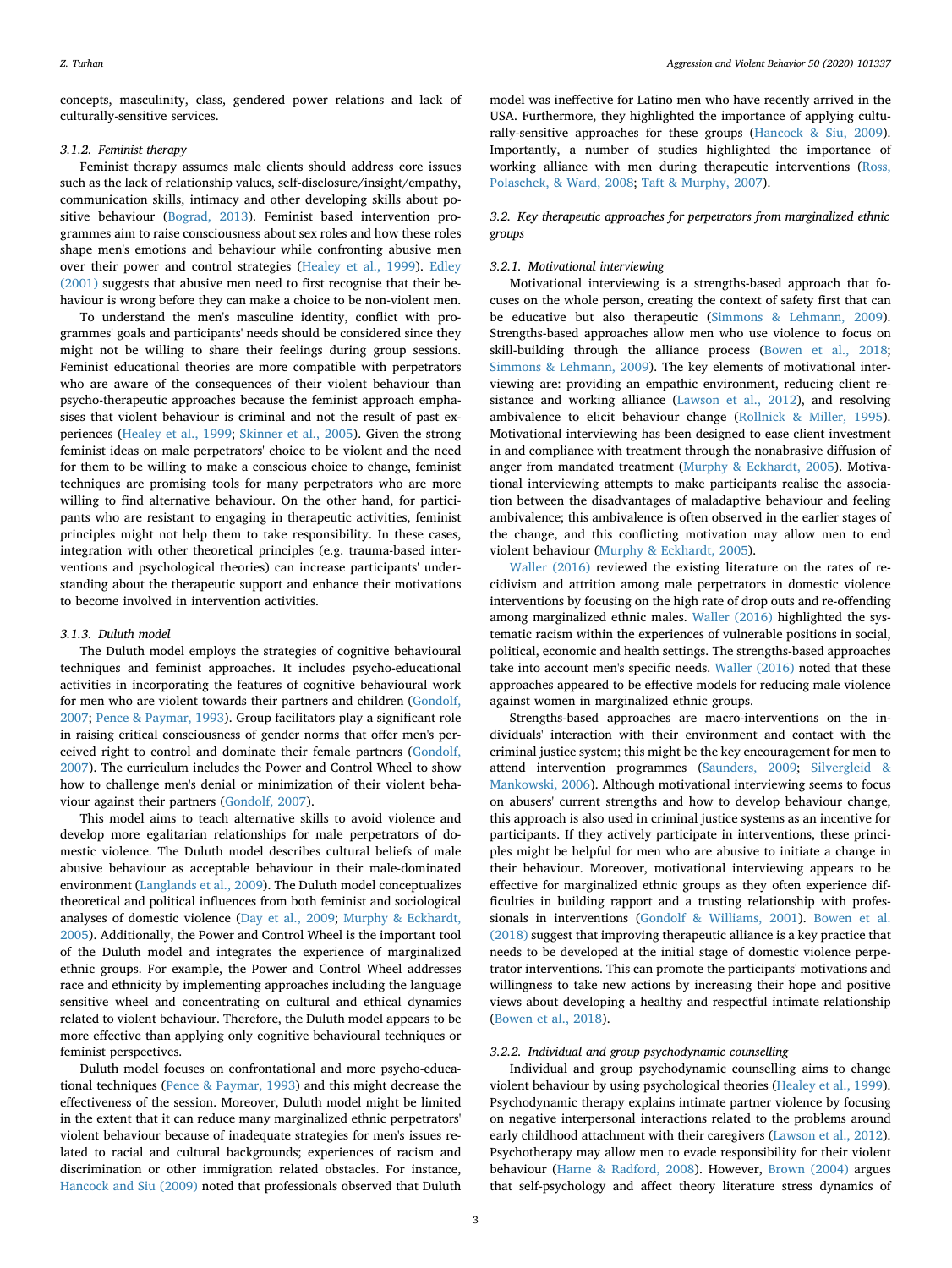concepts, masculinity, class, gendered power relations and lack of culturally-sensitive services.

### 3.1.2. Feminist therapy

Feminist therapy assumes male clients should address core issues such as the lack of relationship values, self-disclosure/insight/empathy, communication skills, intimacy and other developing skills about positive behaviour (Bograd, 2013). Feminist based intervention programmes aim to raise consciousness about sex roles and how these roles shape men's emotions and behaviour while confronting abusive men over their power and control strategies (Healey et al., 1999). Edley (2001) suggests that abusive men need to first recognise that their behaviour is wrong before they can make a choice to be non-violent men.

To understand the men's masculine identity, conflict with programmes' goals and participants' needs should be considered since they might not be willing to share their feelings during group sessions. Feminist educational theories are more compatible with perpetrators who are aware of the consequences of their violent behaviour than psycho-therapeutic approaches because the feminist approach emphasises that violent behaviour is criminal and not the result of past experiences (Healey et al., 1999; Skinner et al., 2005). Given the strong feminist ideas on male perpetrators' choice to be violent and the need for them to be willing to make a conscious choice to change, feminist techniques are promising tools for many perpetrators who are more willing to find alternative behaviour. On the other hand, for participants who are resistant to engaging in therapeutic activities, feminist principles might not help them to take responsibility. In these cases, integration with other theoretical principles (e.g. trauma-based interventions and psychological theories) can increase participants' understanding about the therapeutic support and enhance their motivations to become involved in intervention activities.

### 3.1.3. Duluth model

The Duluth model employs the strategies of cognitive behavioural techniques and feminist approaches. It includes psycho-educational activities in incorporating the features of cognitive behavioural work for men who are violent towards their partners and children (Gondolf, 2007; Pence & Paymar, 1993). Group facilitators play a significant role in raising critical consciousness of gender norms that offer men's perceived right to control and dominate their female partners (Gondolf, 2007). The curriculum includes the Power and Control Wheel to show how to challenge men's denial or minimization of their violent behaviour against their partners (Gondolf, 2007).

This model aims to teach alternative skills to avoid violence and develop more egalitarian relationships for male perpetrators of domestic violence. The Duluth model describes cultural beliefs of male abusive behaviour as acceptable behaviour in their male-dominated environment (Langlands et al., 2009). The Duluth model conceptualizes theoretical and political influences from both feminist and sociological analyses of domestic violence (Day et al., 2009; Murphy & Eckhardt, 2005). Additionally, the Power and Control Wheel is the important tool of the Duluth model and integrates the experience of marginalized ethnic groups. For example, the Power and Control Wheel addresses race and ethnicity by implementing approaches including the language sensitive wheel and concentrating on cultural and ethical dynamics related to violent behaviour. Therefore, the Duluth model appears to be more effective than applying only cognitive behavioural techniques or feminist perspectives.

Duluth model focuses on confrontational and more psycho-educational techniques (Pence & Paymar, 1993) and this might decrease the effectiveness of the session. Moreover, Duluth model might be limited in the extent that it can reduce many marginalized ethnic perpetrators' violent behaviour because of inadequate strategies for men's issues related to racial and cultural backgrounds; experiences of racism and discrimination or other immigration related obstacles. For instance, Hancock and Siu (2009) noted that professionals observed that Duluth model was ineffective for Latino men who have recently arrived in the USA. Furthermore, they highlighted the importance of applying culturally-sensitive approaches for these groups (Hancock & Siu, 2009). Importantly, a number of studies highlighted the importance of working alliance with men during therapeutic interventions (Ross, Polaschek, & Ward, 2008; Taft & Murphy, 2007).

## 3.2. Key therapeutic approaches for perpetrators from marginalized ethnic groups

### 3.2.1. Motivational interviewing

Motivational interviewing is a strengths-based approach that focuses on the whole person, creating the context of safety first that can be educative but also therapeutic (Simmons & Lehmann, 2009). Strengths-based approaches allow men who use violence to focus on skill-building through the alliance process (Bowen et al., 2018; Simmons & Lehmann, 2009). The key elements of motivational interviewing are: providing an empathic environment, reducing client resistance and working alliance (Lawson et al., 2012), and resolving ambivalence to elicit behaviour change (Rollnick & Miller, 1995). Motivational interviewing has been designed to increase client investment in and compliance with treatment through the nonabrasive diffusion of anger from mandated treatment (Murphy & Eckhardt, 2005). Motivational interviewing attempts to make participants realise the association between the disadvantages of maladaptive behaviour and feeling ambivalence; this ambivalence is often observed in the earlier stages of the change, and this conflicting motivation may allow men to end violent behaviour (Murphy & Eckhardt, 2005).

Waller (2016) reviewed the existing literature on the rates of recidivism and attrition among male perpetrators in domestic violence interventions by focusing on the high rate of drop outs and re-offending among marginalized ethnic males. Waller (2016) highlighted the systematic racism within the experiences of vulnerable positions in social, political, economic and health settings. The strengths-based approaches take into account men's specific needs. Waller (2016) noted that these approaches appeared to be effective models for reducing male violence against women in marginalized ethnic groups.

Strengths-based approaches are macro-interventions on the individuals' interaction with their environment and contact with the criminal justice system; this might be the key encouragement for men to attend intervention programmes (Saunders, 2009; Silvergleid & Mankowski, 2006). Although motivational interviewing seems to focus on abusers' current strengths and how to develop behaviour change, this approach is also used in criminal justice systems as an incentive for participants. If they actively participate in interventions, these principles might be helpful for men who are abusive to initiate a change in their behaviour. Moreover, motivational interviewing appears to be effective for marginalized ethnic groups as they often experience difficulties in building rapport and a trusting relationship with professionals in interventions (Gondolf & Williams, 2001). Bowen et al. (2018) suggest that improving therapeutic alliance is a key practice that needs to be developed at the initial stage of domestic violence perpetrator interventions. This can promote the participants' motivations and willingness to take new actions by increasing their hope and positive views about developing a healthy and respectful intimate relationship (Bowen et al., 2018).

### 3.2.2. Individual and group psychodynamic counselling

Individual and group psychodynamic counselling aims to change violent behaviour by using psychological theories (Healey et al., 1999). Psychodynamic therapy explains intimate partner violence by focusing on negative interpersonal interactions related to the problems around early childhood attachment with their caregivers (Lawson et al., 2012). Psychotherapy may allow men to evade responsibility for their violent behaviour (Harne & Radford, 2008). However, Brown (2004) argues that self-psychology and affect theory literature stress dynamics of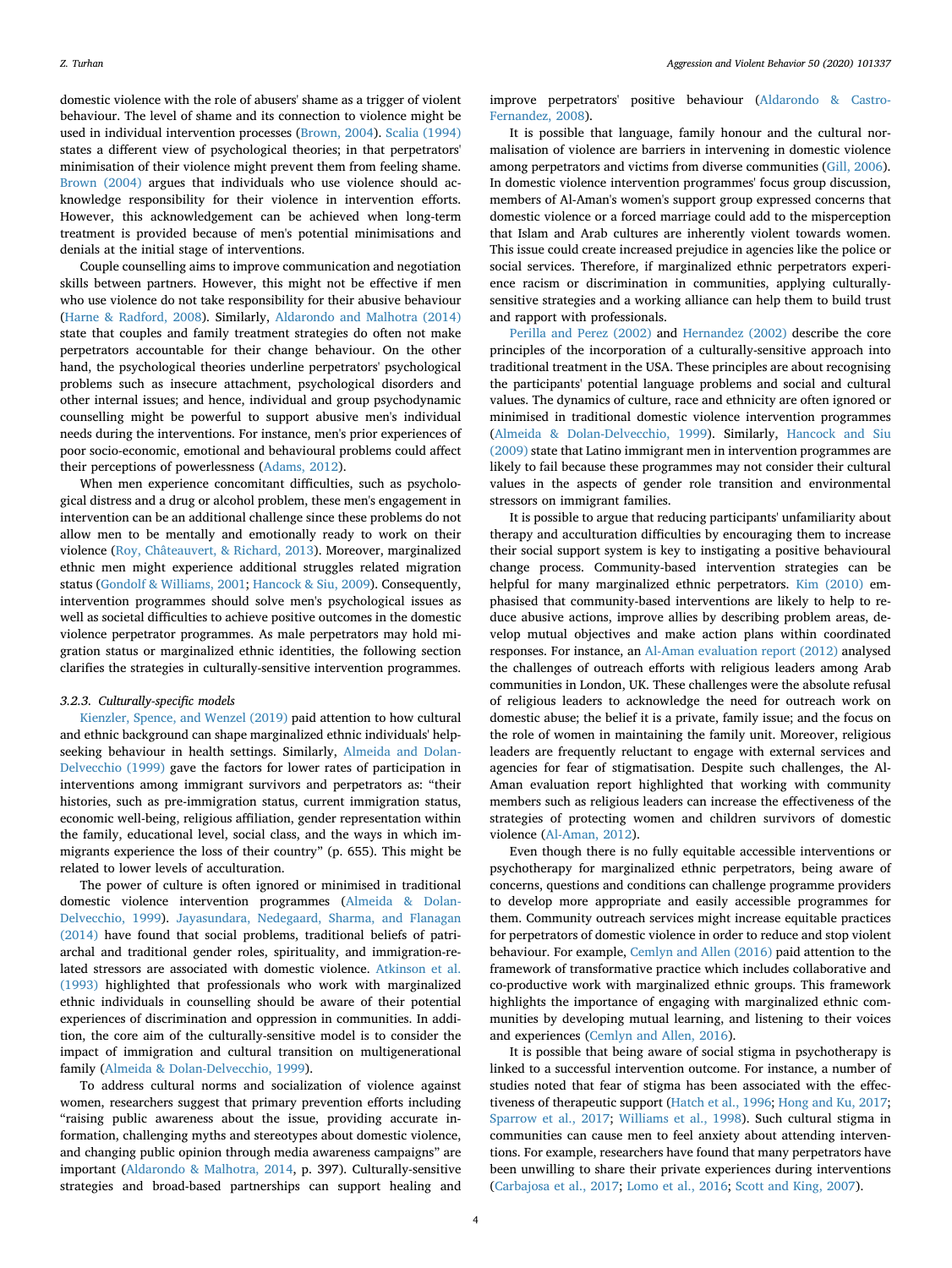domestic violence with the role of abusers' shame as a trigger of violent behaviour. The level of shame and its connection to violence might be used in individual intervention processes (Brown, 2004). Scalia (1994) states a different view of psychological theories; in that perpetrators' minimisation of their violence might prevent them from feeling shame. Brown (2004) argues that individuals who use violence should acknowledge responsibility for their violence in intervention efforts. However, this acknowledgement can be achieved when long-term treatment is provided because of men's potential minimisations and denials at the initial stage of interventions.

Couple counselling aims to improve communication and negotiation skills between partners. However, this might not be effective if men who use violence do not take responsibility for their abusive behaviour (Harne & Radford, 2008). Similarly, Aldarondo and Malhotra (2014) state that couples and family treatment strategies do often not make perpetrators accountable for their change behaviour. On the other hand, the psychological theories underline perpetrators' psychological problems such as insecure attachment, psychological disorders and other internal issues; and hence, individual and group psychodynamic counselling might be powerful to support abusive men's individual needs during the interventions. For instance, men's prior experiences of poor socio-economic, emotional and behavioural problems could affect their perceptions of powerlessness (Adams, 2012).

When men experience concomitant difficulties, such as psychological distress and a drug or alcohol problem, these men's engagement in intervention can be an additional challenge since these problems do not allow men to be mentally and emotionally ready to work on their violence (Roy, Châteauvert, & Richard, 2013). Moreover, marginalized ethnic men might experience additional struggles related migration status (Gondolf & Williams, 2001; Hancock & Siu, 2009). Consequently, intervention programmes should solve men's psychological issues as well as societal difficulties to achieve positive outcomes in the domestic violence perpetrator programmes. As male perpetrators may hold migration status or marginalized ethnic identities, the following section clarifies the strategies in culturally-sensitive intervention programmes.

#### 3.2.3. Culturally-specific models

Kienzler, Spence, and Wenzel (2019) paid attention to how cultural and ethnic background can shape marginalized ethnic individuals' help-seeking behaviour in health settings. Similarly, Almeida and Dolan-Delvecchio (1999) gave the factors for lower rates of participation in interventions among immigrant survivors and perpetrators as: "their histories, such as pre-immigration status, current immigration status, economic well-being, religious affiliation, gender representation within the family, educational level, social class, and the ways in which immigrants experience the loss of their country" (p. 655). This might be related to lower levels of acculturation.

The power of culture is often ignored or minimised in traditional domestic violence intervention programmes (Almeida & Dolan-Delvecchio, 1999). Jayasundara, Nedegaard, Sharma, and Flanagan (2014) have found that social problems, traditional beliefs of patriarchal and traditional gender roles, spirituality, and immigration-related stressors are associated with domestic violence. Atkinson et al. (1993) highlighted that professionals who work with marginalized ethnic individuals in counselling should be aware of their potential experiences of discrimination and oppression in communities. In addition, the core aim of the culturally-sensitive model is to consider the impact of immigration and cultural transition on multigenerational family (Almeida & Dolan-Delvecchio, 1999).

To address cultural norms and socialization of violence against women, researchers suggest that primary prevention efforts including "raising public awareness about the issue, providing accurate information, challenging myths and stereotypes about domestic violence, and changing public opinion through media awareness campaigns" are important (Aldarondo & Malhotra, 2014, p. 397). Culturally-sensitive strategies and broad-based partnerships can support healing and improve perpetrators' positive behaviour (Aldarondo & Castro-Fernandez, 2008).

It is possible that language, family honour and the cultural normalisation of violence are barriers in intervening in domestic violence among perpetrators and victims from diverse communities (Gill, 2006). In domestic violence intervention programmes' focus group discussion, members of Al-Aman's women's support group expressed concerns that domestic violence or a forced marriage could add to the misperception that Islam and Arab cultures are inherently violent towards women. This issue could create increased prejudice in agencies like the police or social services. Therefore, if marginalized ethnic perpetrators experience racism or discrimination in communities, applying culturally-sensitive strategies and a working alliance can help them to build trust and rapport with professionals.

Perilla and Perez (2002) and Hernandez (2002) describe the core principles of the incorporation of a culturally-sensitive approach into traditional treatment in the USA. These principles are about recognising the participants' potential language problems and social and cultural values. The dynamics of culture, race and ethnicity are often ignored or minimised in traditional domestic violence intervention programmes (Almeida & Dolan-Delvecchio, 1999). Similarly, Hancock and Siu (2009) state that Latino immigrant men in intervention programmes are likely to fail because these programmes may not consider their cultural values in the aspects of gender role transition and environmental stressors on immigrant families.

It is possible to argue that reducing participants' unfamiliarity about therapy and acculturation difficulties by encouraging them to increase their social support system is key to instigating a positive behavioural change process. Community-based intervention strategies can be helpful for many marginalized ethnic perpetrators. Kim (2010) emphasised that community-based interventions are likely to help to reduce abusive actions, improve allies by describing problem areas, develop mutual objectives and make action plans within coordinated responses. For instance, an Al-Aman evaluation report (2012) analysed the challenges of outreach efforts with religious leaders among Arab communities in London, UK. These challenges were the absolute refusal of religious leaders to acknowledge the need for outreach work on domestic abuse; the belief it is a private, family issue; and the focus on the role of women in maintaining the family unit. Moreover, religious leaders are frequently reluctant to engage with external services and agencies for fear of stigmatisation. Despite such challenges, the Al-Aman evaluation report highlighted that working with community members such as religious leaders can increase the effectiveness of the strategies of protecting women and children survivors of domestic violence (Al-Aman, 2012).

Even though there is no fully equitable accessible interventions or psychotherapy for marginalized ethnic perpetrators, being aware of concerns, questions and conditions can challenge programme providers to develop more appropriate and easily accessible programmes for them. Community outreach services might increase equitable practices for perpetrators of domestic violence in order to reduce and stop violent behaviour. For example, Cemlyn and Allen (2016) paid attention to the framework of transformative practice which includes collaborative and co-productive work with marginalized ethnic groups. This framework highlights the importance of engaging with marginalized ethnic communities by developing mutual learning, and listening to their voices and experiences (Cemlyn and Allen, 2016).

It is possible that being aware of social stigma in psychotherapy is linked to a successful intervention outcome. For instance, a number of studies noted that fear of stigma has been associated with the effectiveness of therapeutic support (Hatch et al., 1996; Hong and Ku, 2017; Sparrow et al., 2017; Williams et al., 1998). Such cultural stigma in communities can cause men to feel anxiety about attending interventions. For example, researchers have found that many perpetrators have been unwilling to share their private experiences during interventions (Carbajosa et al., 2017; Lomo et al., 2016; Scott and King, 2007).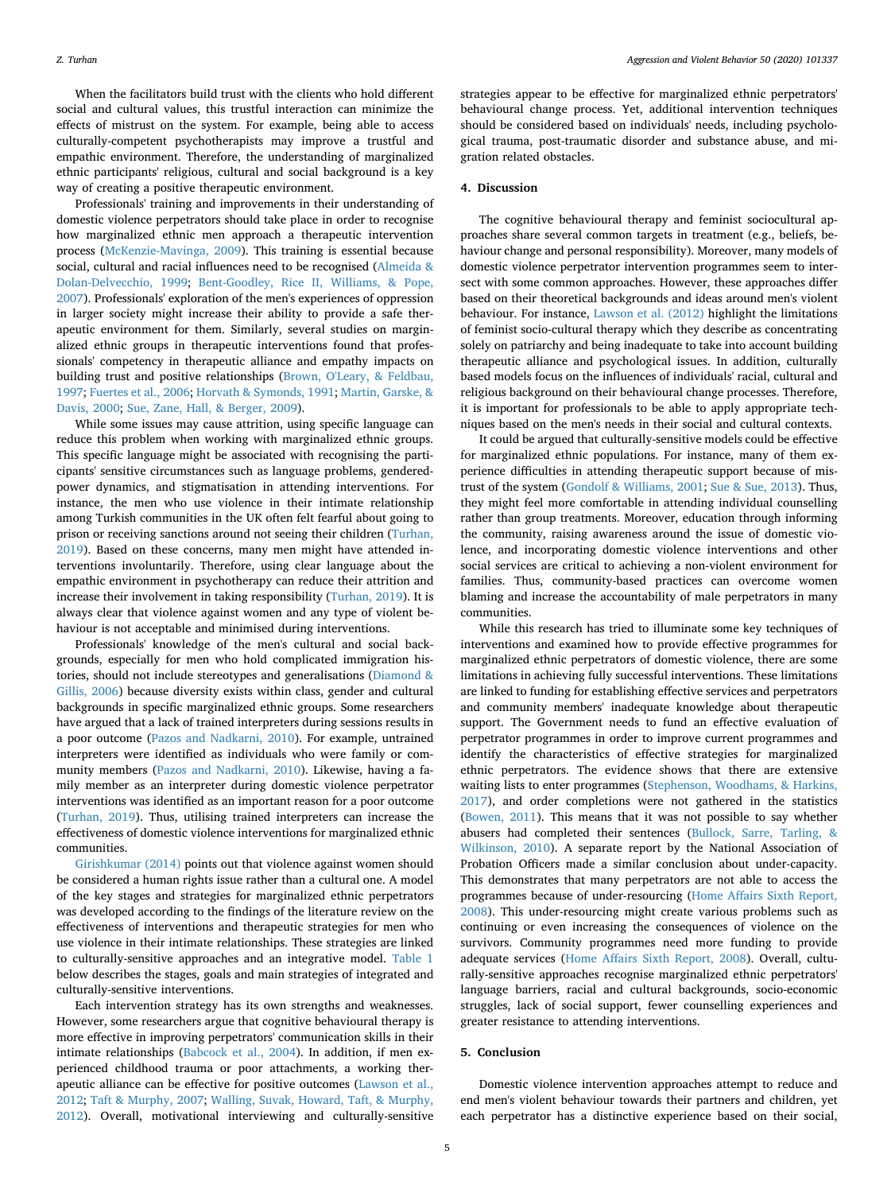When the facilitators build trust with the clients who hold different social and cultural values, this trustful interaction can minimize the effects of mistrust on the system. For example, being able to access culturally-competent psychotherapists may improve a trustful and empathic environment. Therefore, the understanding of marginalized ethnic participants' religious, cultural and social background is a key way of creating a positive therapeutic environment.

Professionals' training and improvements in their understanding of domestic violence perpetrators should take place in order to recognise how marginalized ethnic men approach a therapeutic intervention process (McKenzie-Mavinga, 2009). This training is essential because social, cultural and racial influences need to be recognised (Almeida & Dolan-Delvecchio, 1999; Bent-Goodley, Rice II, Williams, & Pope, 2007). Professionals' exploration of the men's experiences of oppression in larger society might increase their ability to provide a safe therapeutic environment for them. Similarly, several studies on marginalized ethnic groups in therapeutic interventions found that professionals' competency in therapeutic alliance and empathy impacts on building trust and positive relationships (Brown, O'Leary, & Feldbau, 1997; Fuertes et al., 2006; Horvath & Symonds, 1991; Martin, Garske, & Davis, 2000; Sue, Zane, Hall, & Berger, 2009).

While some issues may cause attrition, using specific language can reduce this problem when working with marginalized ethnic groups. This specific language might be associated with recognising the participants' sensitive circumstances such as language problems, gendered-power dynamics, and stigmatisation in attending interventions. For instance, the men who use violence in their intimate relationship among Turkish communities in the UK often felt fearful about going to prison or receiving sanctions around not seeing their children (Turhan, 2019). Based on these concerns, many men might have attended interventions involuntarily. Therefore, using clear language about the empathic environment in psychotherapy can reduce their attrition and increase their involvement in taking responsibility (Turhan, 2019). It is always clear that violence against women and any type of violent behaviour is not acceptable and minimised during interventions.

Professionals' knowledge of the men's cultural and social backgrounds, especially for men who hold complicated immigration histories, should not include stereotypes and generalisations (Diamond & Gillis, 2006) because diversity exists within class, gender and cultural backgrounds in specific marginalized ethnic groups. Some researchers have argued that a lack of trained interpreters during sessions results in a poor outcome (Pazos and Nadkarni, 2010). For example, untrained interpreters were identified as individuals who were family or community members (Pazos and Nadkarni, 2010). Likewise, having a family member as an interpreter during domestic violence perpetrator interventions was identified as an important reason for a poor outcome (Turhan, 2019). Thus, utilising trained interpreters can increase the effectiveness of domestic violence interventions for marginalized ethnic communities.

Girishkumar (2014) points out that violence against women should be considered a human rights issue rather than a cultural one. A model of the key stages and strategies for marginalized ethnic perpetrators was developed according to the findings of the literature review on the effectiveness of interventions and therapeutic strategies for men who use violence in their intimate relationships. These strategies are linked to culturally-sensitive approaches and an integrative model. Table 1 below describes the stages, goals and main strategies of integrated and culturally-sensitive interventions.

Each intervention strategy has its own strengths and weaknesses. However, some researchers argue that cognitive behavioural therapy is more effective in improving perpetrators' communication skills in their intimate relationships (Babcock et al., 2004). In addition, if men experienced childhood trauma or poor attachments, a working therapeutic alliance can be effective for positive outcomes (Lawson et al., 2012; Taft & Murphy, 2007; Walling, Suvak, Howard, Taft, & Murphy, 2012). Overall, motivational interviewing and culturally-sensitive strategies appear to be effective for marginalized ethnic perpetrators' behavioural change process. Yet, additional intervention techniques should be considered based on individuals' needs, including psychological trauma, post-traumatic disorder and substance abuse, and migration related obstacles.

## 4. Discussion

The cognitive behavioural therapy and feminist sociocultural approaches share several common targets in treatment (e.g., beliefs, behaviour change and personal responsibility). Moreover, many models of domestic violence perpetrator intervention programmes seem to intersect with some common approaches. However, these approaches differ based on their theoretical backgrounds and ideas around men's violent behaviour. For instance, Lawson et al. (2012) highlight the limitations of feminist socio-cultural therapy which they describe as concentrating solely on patriarchy and being inadequate to take into account building therapeutic alliance and psychological issues. In addition, culturally based models focus on the influences of individuals' racial, cultural and religious background on their behavioural change processes. Therefore, it is important for professionals to be able to apply appropriate techniques based on the men's needs in their social and cultural contexts.

It could be argued that culturally-sensitive models could be effective for marginalized ethnic populations. For instance, many of them experience difficulties in attending therapeutic support because of mistrust of the system (Gondolf & Williams, 2001; Sue & Sue, 2013). Thus, they might feel more comfortable in attending individual counselling rather than group treatments. Moreover, education through informing the community, raising awareness around the issue of domestic violence, and incorporating domestic violence interventions and other social services are critical to achieving a non-violent environment for families. Thus, community-based practices can overcome women blaming and increase the accountability of male perpetrators in many communities.

While this research has tried to illuminate some key techniques of interventions and examined how to provide effective programmes for marginalized ethnic perpetrators of domestic violence, there are some limitations in achieving fully successful interventions. These limitations are linked to funding for establishing effective services and perpetrators and community members' inadequate knowledge about therapeutic support. The Government needs to fund an effective evaluation of perpetrator programmes in order to improve current programmes and identify the characteristics of effective strategies for marginalized ethnic perpetrators. The evidence shows that there are extensive waiting lists to enter programmes (Stephenson, Woodhams, & Harkins, 2017), and order completions were not gathered in the statistics (Bowen, 2011). This means that it was not possible to say whether abusers had completed their sentences (Bullock, Sarre, Tarling, & Wilkinson, 2010). A separate report by the National Association of Probation Officers made a similar conclusion about under-capacity. This demonstrates that many perpetrators are not able to access the programmes because of under-resourcing (Home Affairs Sixth Report, 2008). This under-resourcing might create various problems such as continuing or even increasing the consequences of violence on the survivors. Community programmes need more funding to provide adequate services (Home Affairs Sixth Report, 2008). Overall, culturally-sensitive approaches recognise marginalized ethnic perpetrators' language barriers, racial and cultural backgrounds, socio-economic struggles, lack of social support, fewer counselling experiences and greater resistance to attending interventions.

## 5. Conclusion

Domestic violence intervention approaches attempt to reduce and end men's violent behaviour towards their partners and children, yet each perpetrator has a distinctive experience based on their social,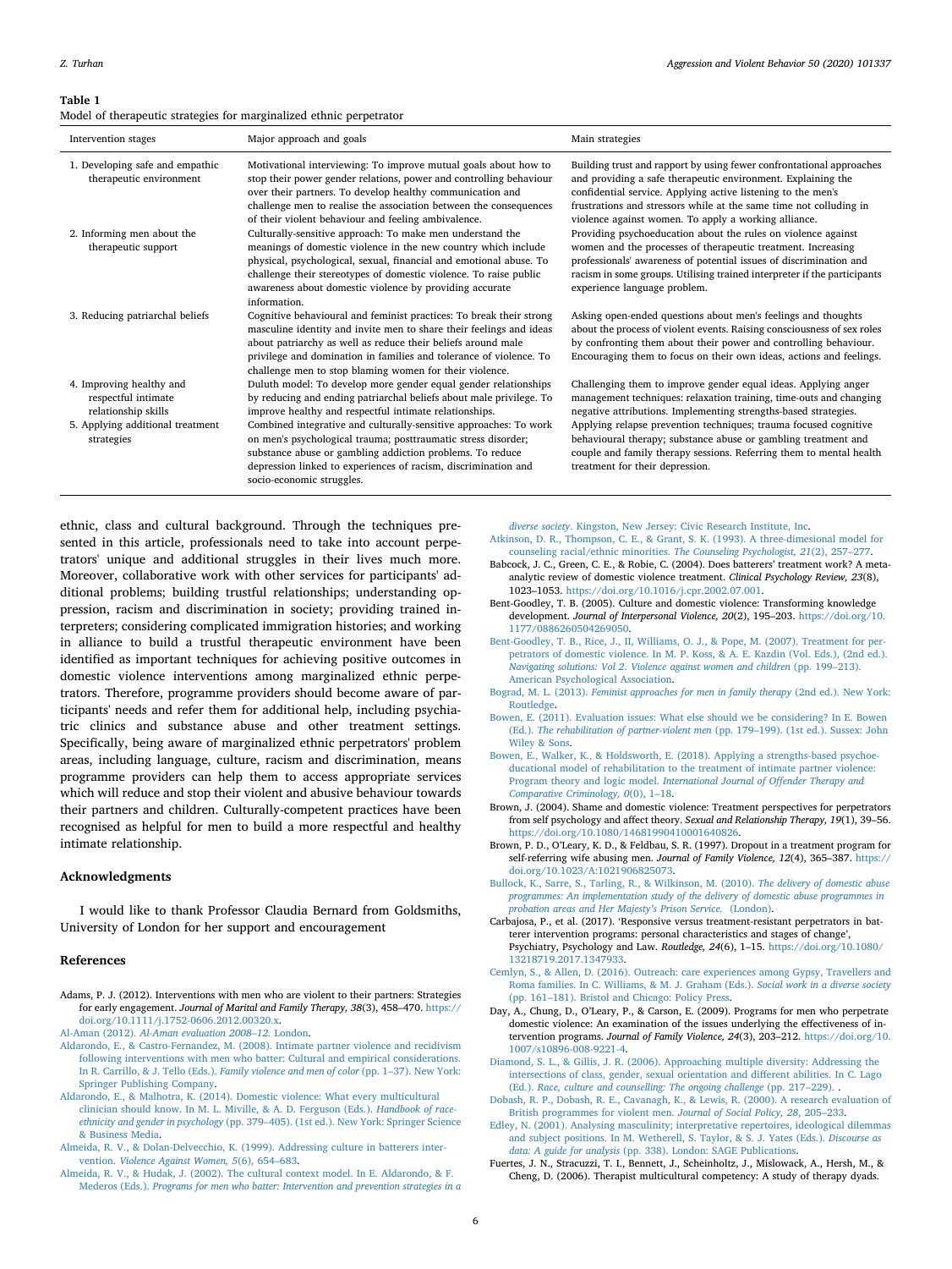**Table 1**
Model of therapeutic strategies for marginalized ethnic perpetrator

| Intervention stages | Major approach and goals | Main strategies |
| --- | --- | --- |
| 1. Developing safe and empathic therapeutic environment | Motivational interviewing: To improve mutual goals about how to stop their power gender relations, power and controlling behaviour over their partners. To develop healthy communication and challenge men to realise the association between the consequences of their violent behaviour and feeling ambivalence. | Building trust and rapport by using fewer confrontational approaches and providing a safe therapeutic environment. Explaining the confidential service. Applying active listening to the men's frustrations and stressors while at the same time not colluding in violence against women. To apply a working alliance. |
| 2. Informing men about the therapeutic support | Culturally-sensitive approach: To make men understand the meanings of domestic violence in the new country which include physical, psychological, sexual, financial and emotional abuse. To challenge their stereotypes of domestic violence. To raise public awareness about domestic violence by providing accurate information. | Providing psychoeducation about the rules on violence against women and the processes of therapeutic treatment. Increasing professionals' awareness of potential issues of discrimination and racism in some groups. Utilising trained interpreter if the participants experience language problem. |
| 3. Reducing patriarchal beliefs | Cognitive behavioural and feminist practices: To break their strong masculine identity and invite men to share their feelings and ideas about patriarchy as well as reduce their beliefs around male privilege and domination in families and tolerance of violence. To challenge men to stop blaming women for their violence. | Asking open-ended questions about men's feelings and thoughts about the process of violent events. Raising consciousness of sex roles by confronting them about their power and controlling behaviour. Encouraging them to focus on their own ideas, actions and feelings. |
| 4. Improving healthy and respectful intimate relationship skills | Duluth model: To develop more gender equal gender relationships by reducing and ending patriarchal beliefs about male privilege. To improve healthy and respectful intimate relationships. | Challenging them to improve gender equal ideas. Applying anger management techniques: relaxation training, time-outs and changing negative attributions. Implementing strengths-based strategies. |
| 5. Applying additional treatment strategies | Combined integrative and culturally-sensitive approaches: To work on men's psychological trauma; posttraumatic stress disorder; substance abuse or gambling addiction problems. To reduce depression linked to experiences of racism, discrimination and socio-economic struggles. | Applying relapse prevention techniques; trauma focused cognitive behavioural therapy; substance abuse or gambling treatment and couple and family therapy sessions. Referring them to mental health treatment for their depression. |

ethnic, class and cultural background. Through the techniques presented in this article, professionals need to take into account perpetrators' unique and additional struggles in their lives much more. Moreover, collaborative work with other services for participants' additional problems; building trustful relationships; understanding oppression, racism and discrimination in society; providing trained interpreters; considering complicated immigration histories; and working in alliance to build a trustful therapeutic environment have been identified as important techniques for achieving positive outcomes in domestic violence interventions among marginalized ethnic perpetrators. Therefore, programme providers should become aware of participants' needs and refer them for additional help, including psychiatric clinics and substance abuse and other treatment settings. Specifically, being aware of marginalized ethnic perpetrators' problem areas, including language, culture, racism and discrimination, means programme providers can help them to access appropriate services which will reduce and stop their violent and abusive behaviour towards their partners and children. Culturally-competent practices have been recognised as helpful for men to build a more respectful and healthy intimate relationship.

## Acknowledgments

I would like to thank Professor Claudia Bernard from Goldsmiths, University of London for her support and encouragement

## References

Adams, P. J. (2012). Interventions with men who are violent to their partners: Strategies for early engagement. *Journal of Marital and Family Therapy, 38*(3), 458–470. https://doi.org/10.1111/j.1752-0606.2012.00320.x.

Al-Aman (2012). *Al-Aman evaluation 2008–12.* London.

Aldarondo, E., & Castro-Fernandez, M. (2008). Intimate partner violence and recidivism following interventions with men who batter: Cultural and empirical considerations. In R. Carrillo, & J. Tello (Eds.). *Family violence and men of color* (pp. 1–37). New York: Springer Publishing Company.

Aldarondo, E., & Malhotra, K. (2014). Domestic violence: What every multicultural clinician should know. In M. L. Miville, & A. D. Ferguson (Eds.). *Handbook of race-ethnicity and gender in psychology* (pp. 379–405). (1st ed.). New York: Springer Science & Business Media.

Almeida, R. V., & Dolan-Delvecchio, K. (1999). Addressing culture in batterers intervention. *Violence Against Women, 5*(6), 654–683.

Almeida, R. V., & Hudak, J. (2002). The cultural context model. In E. Aldarondo, & F. Mederos (Eds.). *Programs for men who batter: Intervention and prevention strategies in a diverse society.* Kingston, New Jersey: Civic Research Institute, Inc.

Atkinson, D. R., Thompson, C. E., & Grant, S. K. (1993). A three-dimesional model for counseling racial/ethnic minorities. *The Counseling Psychologist, 21*(2), 257–277.

Babcock, J. C., Green, C. E., & Robie, C. (2004). Does batterers' treatment work? A meta-analytic review of domestic violence treatment. *Clinical Psychology Review, 23*(8), 1023–1053. https://doi.org/10.1016/j.cpr.2002.07.001.

Bent-Goodley, T. B. (2005). Culture and domestic violence: Transforming knowledge development. *Journal of Interpersonal Violence, 20*(2), 195–203. https://doi.org/10.1177/0886260504269050.

Bent-Goodley, T. B., Rice, J., II, Williams, O. J., & Pope, M. (2007). Treatment for perpetrators of domestic violence. In M. P. Koss, & A. E. Kazdin (Vol. Eds.), (2nd ed.). *Navigating solutions: Vol 2. Violence against women and children* (pp. 199–213). American Psychological Association.

Bograd, M. L. (2013). *Feminist approaches for men in family therapy* (2nd ed.). New York: Routledge.

Bowen, E. (2011). Evaluation issues: What else should we be considering? In E. Bowen (Ed.). *The rehabilitation of partner-violent men* (pp. 179–199). (1st ed.). Sussex: John Wiley & Sons.

Bowen, E., Walker, K., & Holdsworth, E. (2018). Applying a strengths-based psychoeducational model of rehabilitation to the treatment of intimate partner violence: Program theory and logic model. *International Journal of Offender Therapy and Comparative Criminology, 0*(0), 1–18.

Brown, J. (2004). Shame and domestic violence: Treatment perspectives for perpetrators from self psychology and affect theory. *Sexual and Relationship Therapy, 19*(1), 39–56. https://doi.org/10.1080/14681990410001640826.

Brown, P. D., O'Leary, K. D., & Feldbau, S. R. (1997). Dropout in a treatment program for self-referring wife abusing men. *Journal of Family Violence, 12*(4), 365–387. https://doi.org/10.1023/A:1021906825073.

Bullock, K., Sarre, S., Tarling, R., & Wilkinson, M. (2010). *The delivery of domestic abuse programmes: An implementation study of the delivery of domestic abuse programmes in probation areas and Her Majesty's Prison Service.* (London).

Carbajosa, P., et al. (2017). 'Responsive versus treatment-resistant perpetrators in batterer intervention programs: personal characteristics and stages of change', Psychiatry, Psychology and Law. *Routledge, 24*(6), 1–15. https://doi.org/10.1080/13218719.2017.1347933.

Cemlyn, S., & Allen, D. (2016). Outreach: care experiences among Gypsy, Travellers and Roma families. In C. Williams, & M. J. Graham (Eds.). *Social work in a diverse society* (pp. 161–181). Bristol and Chicago: Policy Press.

Day, A., Chung, D., O'Leary, P., & Carson, E. (2009). Programs for men who perpetrate domestic violence: An examination of the issues underlying the effectiveness of intervention programs. *Journal of Family Violence, 24*(3), 203–212. https://doi.org/10.1007/s10896-008-9221-4.

Diamond, S. L., & Gillis, J. R. (2006). Approaching multiple diversity: Addressing the intersections of class, gender, sexual orientation and different abilities. In C. Lago (Ed.). *Race, culture and counselling: The ongoing challenge* (pp. 217–229). .

Dobash, R. P., Dobash, R. E., Cavanagh, K., & Lewis, R. (2000). A research evaluation of British programmes for violent men. *Journal of Social Policy, 28*, 205–233.

Edley, N. (2001). Analysing masculinity; interpretative repertoires, ideological dilemmas and subject positions. In M. Wetherell, S. Taylor, & S. J. Yates (Eds.). *Discourse as data: A guide for analysis* (pp. 338). London: SAGE Publications.

Fuertes, J. N., Stracuzzi, T. I., Bennett, J., Scheinholtz, J., Mislowack, A., Hersh, M., & Cheng, D. (2006). Therapist multicultural competency: A study of therapy dyads.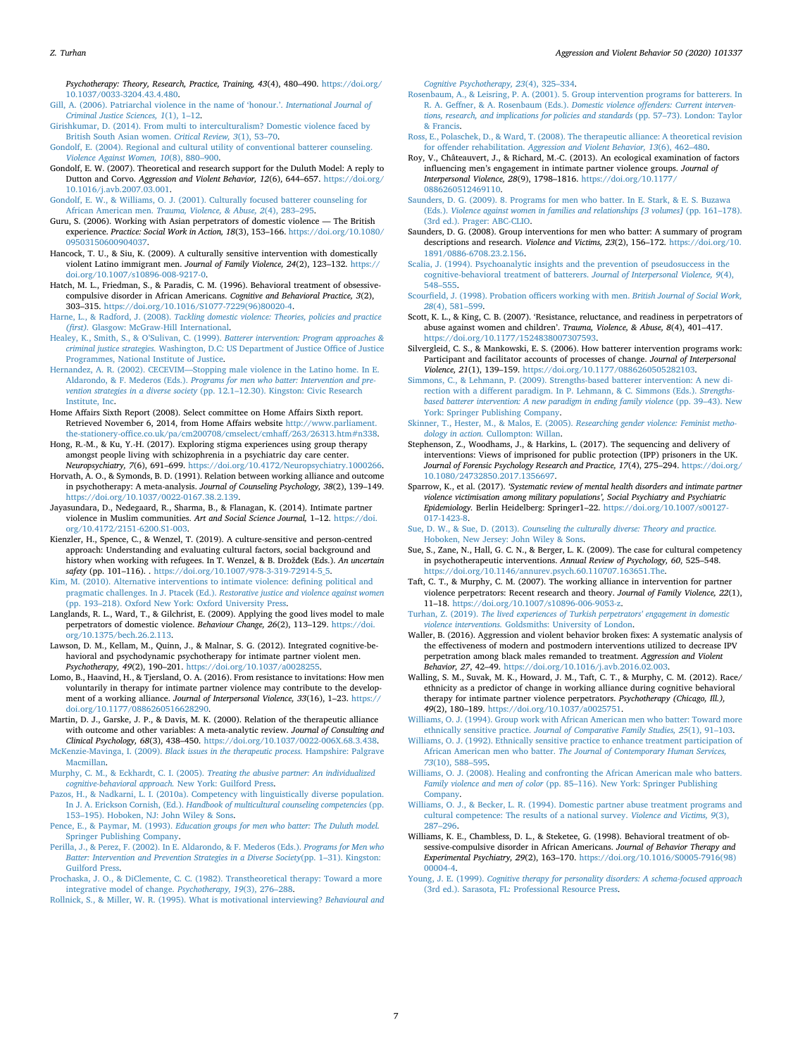*Psychotherapy: Theory, Research, Practice, Training, 43*(4), 480–490. https://doi.org/10.1037/0033-3204.43.4.480.

Gill, A. (2006). Patriarchal violence in the name of 'honour.'. *International Journal of Criminal Justice Sciences, 1*(1), 1–12.

Girishkumar, D. (2014). From multi to interculturalism? Domestic violence faced by British South Asian women. *Critical Review, 3*(1), 53–70.

Gondolf, E. (2004). Regional and cultural utility of conventional batterer counseling. *Violence Against Women, 10*(8), 880–900.

Gondolf, E. W. (2007). Theoretical and research support for the Duluth Model: A reply to Dutton and Corvo. *Aggression and Violent Behavior, 12*(6), 644–657. https://doi.org/10.1016/j.avb.2007.03.001.

Gondolf, E. W., & Williams, O. J. (2001). Culturally focused batterer counseling for African American men. *Trauma, Violence, & Abuse, 2*(4), 283–295.

Guru, S. (2006). Working with Asian perpetrators of domestic violence — The British experience. *Practice: Social Work in Action, 18*(3), 153–166. https://doi.org/10.1080/09503150600904037.

Hancock, T. U., & Siu, K. (2009). A culturally sensitive intervention with domestically violent Latino immigrant men. *Journal of Family Violence, 24*(2), 123–132. https://doi.org/10.1007/s10896-008-9217-0.

Hatch, M. L., Friedman, S., & Paradis, C. M. (1996). Behavioral treatment of obsessive-compulsive disorder in African Americans. *Cognitive and Behavioral Practice, 3*(2), 303–315. https://doi.org/10.1016/S1077-7229(96)80020-4.

Harne, L., & Radford, J. (2008). *Tackling domestic violence: Theories, policies and practice (first).* Glasgow: McGraw-Hill International.

Healey, K., Smith, S., & O'Sulivan, C. (1999). *Batterer intervention: Program approaches & criminal justice strategies.* Washington, D.C: US Department of Justice Office of Justice Programmes, National Institute of Justice.

Hernandez, A. R. (2002). CECEVIM—Stopping male violence in the Latino home. In E. Aldarondo, & F. Mederos (Eds.). *Programs for men who batter: Intervention and prevention strategies in a diverse society* (pp. 12.1–12.30). Kingston: Civic Research Institute, Inc.

Home Affairs Sixth Report (2008). Select committee on Home Affairs Sixth report. Retrieved November 6, 2014, from Home Affairs website http://www.parliament.the-stationery-office.co.uk/pa/cm200708/cmselect/cmhaff/263/26313.htm#n338.

Hong, R.-M., & Ku, Y.-H. (2017). Exploring stigma experiences using group therapy amongst people living with schizophrenia in a psychiatric day care center. *Neuropsychiatry, 7*(6), 691–699. https://doi.org/10.4172/Neuropsychiatry.1000266.

Horvath, A. O., & Symonds, B. D. (1991). Relation between working alliance and outcome in psychotherapy: A meta-analysis. *Journal of Counseling Psychology, 38*(2), 139–149. https://doi.org/10.1037/0022-0167.38.2.139.

Jayasundara, D., Nedegaard, R., Sharma, B., & Flanagan, K. (2014). Intimate partner violence in Muslim communities. *Art and Social Science Journal,* 1–12. https://doi.org/10.4172/2151-6200.S1-003.

Kienzler, H., Spence, C., & Wenzel, T. (2019). A culture-sensitive and person-centred approach: Understanding and evaluating cultural factors, social background and history when working with refugees. In T. Wenzel, & B. Drožđek (Eds.). *An uncertain safety* (pp. 101–116). . https://doi.org/10.1007/978-3-319-72914-5_5.

Kim, M. (2010). Alternative interventions to intimate violence: defining political and pragmatic challenges. In J. Ptacek (Ed.). *Restorative justice and violence against women* (pp. 193–218). Oxford New York: Oxford University Press.

Langlands, R. L., Ward, T., & Gilchrist, E. (2009). Applying the good lives model to male perpetrators of domestic violence. *Behaviour Change, 26*(2), 113–129. https://doi.org/10.1375/bech.26.2.113.

Lawson, D. M., Kellam, M., Quinn, J., & Malnar, S. G. (2012). Integrated cognitive-behavioral and psychodynamic psychotherapy for intimate partner violent men. *Psychotherapy, 49*(2), 190–201. https://doi.org/10.1037/a0028255.

Lomo, B., Haavind, H., & Tjersland, O. A. (2016). From resistance to invitations: How men voluntarily in therapy for intimate partner violence may contribute to the development of a working alliance. *Journal of Interpersonal Violence, 33*(16), 1–23. https://doi.org/10.1177/0886260516628290.

Martin, D. J., Garske, J. P., & Davis, M. K. (2000). Relation of the therapeutic alliance with outcome and other variables: A meta-analytic review. *Journal of Consulting and Clinical Psychology, 68*(3), 438–450. https://doi.org/10.1037/0022-006X.68.3.438.

McKenzie-Mavinga, I. (2009). *Black issues in the therapeutic process.* Hampshire: Palgrave Macmillan.

Murphy, C. M., & Eckhardt, C. I. (2005). *Treating the abusive partner: An individualized cognitive-behavioral approach.* New York: Guilford Press.

Pazos, H., & Nadkarni, L. I. (2010a). Competency with linguistically diverse population. In J. A. Erickson Cornish, (Ed.). *Handbook of multicultural counseling competencies* (pp. 153–195). Hoboken, NJ: John Wiley & Sons.

Pence, E., & Paymar, M. (1993). *Education groups for men who batter: The Duluth model.* Springer Publishing Company.

Perilla, J., & Perez, F. (2002). In E. Aldarondo, & F. Mederos (Eds.). *Programs for Men who Batter: Intervention and Prevention Strategies in a Diverse Society*(pp. 1–31). Kingston: Guilford Press.

Prochaska, J. O., & DiClemente, C. C. (1982). Transtheoretical therapy: Toward a more integrative model of change. *Psychotherapy, 19*(3), 276–288.

Rollnick, S., & Miller, W. R. (1995). What is motivational interviewing? *Behavioural and Cognitive Psychotherapy, 23*(4), 325–334.

Rosenbaum, A., & Leisring, P. A. (2001). 5. Group intervention programs for batterers. In R. A. Geffner, & A. Rosenbaum (Eds.). *Domestic violence offenders: Current interventions, research, and implications for policies and standards* (pp. 57–73). London: Taylor & Francis.

Ross, E., Polaschek, D., & Ward, T. (2008). The therapeutic alliance: A theoretical revision for offender rehabilitation. *Aggression and Violent Behavior, 13*(6), 462–480.

Roy, V., Châteauvert, J., & Richard, M.-C. (2013). An ecological examination of factors influencing men's engagement in intimate partner violence groups. *Journal of Interpersonal Violence, 28*(9), 1798–1816. https://doi.org/10.1177/0886260512469110.

Saunders, D. G. (2009). 8. Programs for men who batter. In E. Stark, & E. S. Buzawa (Eds.). *Violence against women in families and relationships [3 volumes]* (pp. 161–178). (3rd ed.). Prager: ABC-CLIO.

Saunders, D. G. (2008). Group interventions for men who batter: A summary of program descriptions and research. *Violence and Victims, 23*(2), 156–172. https://doi.org/10.1891/0886-6708.23.2.156.

Scalia, J. (1994). Psychoanalytic insights and the prevention of pseudosuccess in the cognitive-behavioral treatment of batterers. *Journal of Interpersonal Violence, 9*(4), 548–555.

Scourfield, J. (1998). Probation officers working with men. *British Journal of Social Work, 28*(4), 581–599.

Scott, K. L., & King, C. B. (2007). 'Resistance, reluctance, and readiness in perpetrators of abuse against women and children'. *Trauma, Violence, & Abuse, 8*(4), 401–417. https://doi.org/10.1177/1524838007307593.

Silvergleid, C. S., & Mankowski, E. S. (2006). How batterer intervention programs work: Participant and facilitator accounts of processes of change. *Journal of Interpersonal Violence, 21*(1), 139–159. https://doi.org/10.1177/0886260505282103.

Simmons, C., & Lehmann, P. (2009). Strengths-based batterer intervention: A new direction with a different paradigm. In P. Lehmann, & C. Simmons (Eds.). *Strengths-based batterer intervention: A new paradigm in ending family violence* (pp. 39–43). New York: Springer Publishing Company.

Skinner, T., Hester, M., & Malos, E. (2005). *Researching gender violence: Feminist methodology in action.* Cullompton: Willan.

Stephenson, Z., Woodhams, J., & Harkins, L. (2017). The sequencing and delivery of interventions: Views of imprisoned for public protection (IPP) prisoners in the UK. *Journal of Forensic Psychology Research and Practice, 17*(4), 275–294. https://doi.org/10.1080/24732850.2017.1356697.

Sparrow, K., et al. (2017). *'Systematic review of mental health disorders and intimate partner violence victimisation among military populations', Social Psychiatry and Psychiatric Epidemiology.* Berlin Heidelberg: Springer1–22. https://doi.org/10.1007/s00127-017-1423-8.

Sue, D. W., & Sue, D. (2013). *Counseling the culturally diverse: Theory and practice.* Hoboken, New Jersey: John Wiley & Sons.

Sue, S., Zane, N., Hall, G. C. N., & Berger, L. K. (2009). The case for cultural competency in psychotherapeutic interventions. *Annual Review of Psychology, 60,* 525–548. https://doi.org/10.1146/annurev.psych.60.110707.163651.The.

Taft, C. T., & Murphy, C. M. (2007). The working alliance in intervention for partner violence perpetrators: Recent research and theory. *Journal of Family Violence, 22*(1), 11–18. https://doi.org/10.1007/s10896-006-9053-z.

Turhan, Z. (2019). *The lived experiences of Turkish perpetrators' engagement in domestic violence interventions.* Goldsmiths: University of London.

Waller, B. (2016). Aggression and violent behavior broken fixes: A systematic analysis of the effectiveness of modern and postmodern interventions utilized to decrease IPV perpetration among black males remanded to treatment. *Aggression and Violent Behavior, 27,* 42–49. https://doi.org/10.1016/j.avb.2016.02.003.

Walling, S. M., Suvak, M. K., Howard, J. M., Taft, C. T., & Murphy, C. M. (2012). Race/ethnicity as a predictor of change in working alliance during cognitive behavioral therapy for intimate partner violence perpetrators. *Psychotherapy (Chicago, Ill.), 49*(2), 180–189. https://doi.org/10.1037/a0025751.

Williams, O. J. (1994). Group work with African American men who batter: Toward more ethnically sensitive practice. *Journal of Comparative Family Studies, 25*(1), 91–103.

Williams, O. J. (1992). Ethnically sensitive practice to enhance treatment participation of African American men who batter. *The Journal of Contemporary Human Services, 73*(10), 588–595.

Williams, O. J. (2008). Healing and confronting the African American male who batters. *Family violence and men of color* (pp. 85–116). New York: Springer Publishing Company.

Williams, O. J., & Becker, L. R. (1994). Domestic partner abuse treatment programs and cultural competence: The results of a national survey. *Violence and Victims, 9*(3), 287–296.

Williams, K. E., Chambless, D. L., & Steketee, G. (1998). Behavioral treatment of obsessive-compulsive disorder in African Americans. *Journal of Behavior Therapy and Experimental Psychiatry, 29*(2), 163–170. https://doi.org/10.1016/S0005-7916(98)00004-4.

Young, J. E. (1999). *Cognitive therapy for personality disorders: A schema-focused approach* (3rd ed.). Sarasota, FL: Professional Resource Press.